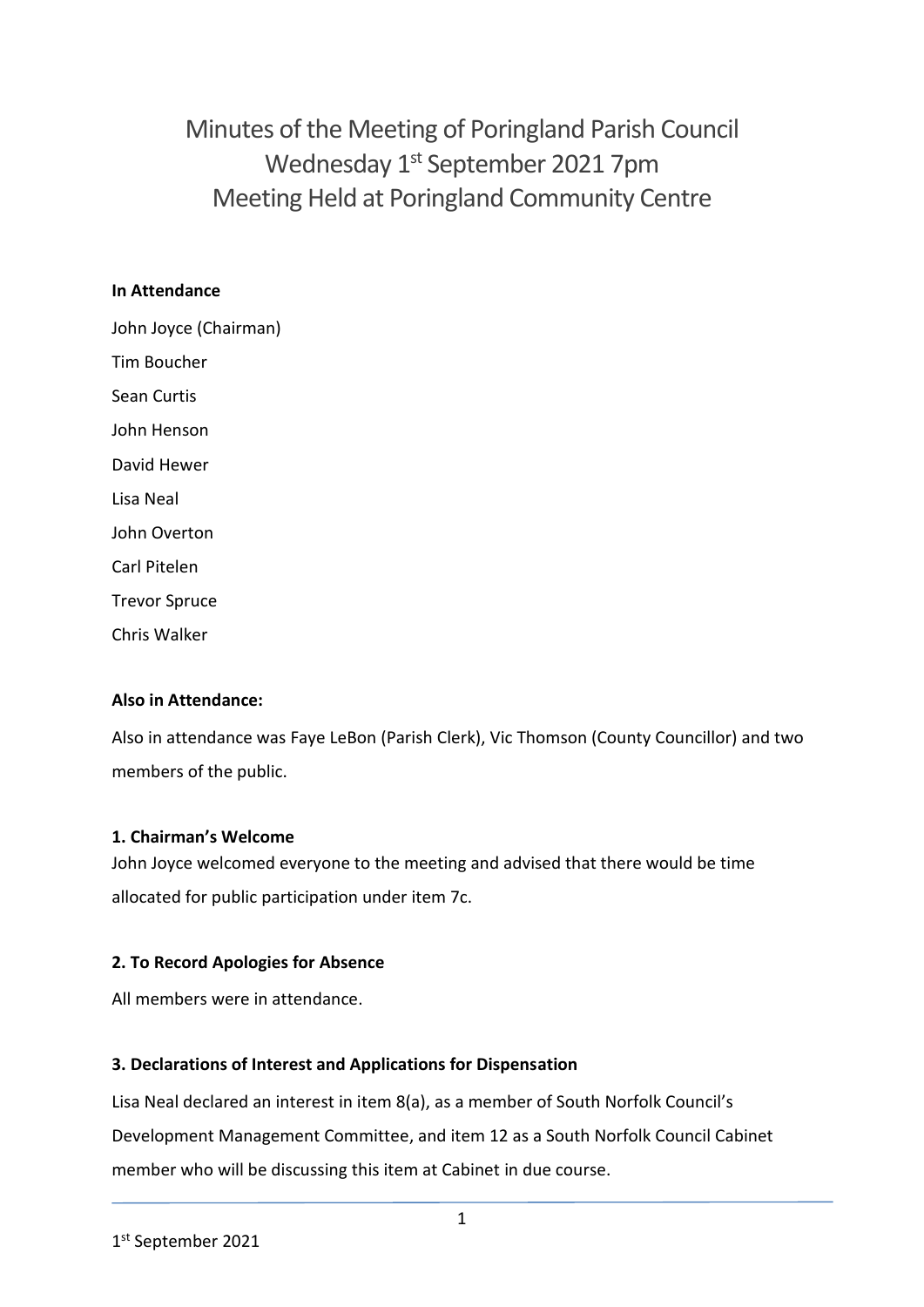# Minutes of the Meeting of Poringland Parish Council
## Wednesday 1st September 2021 7pm
## Meeting Held at Poringland Community Centre

**In Attendance**

John Joyce (Chairman)

Tim Boucher

Sean Curtis

John Henson

David Hewer

Lisa Neal

John Overton

Carl Pitelen

Trevor Spruce

Chris Walker

**Also in Attendance:**

Also in attendance was Faye LeBon (Parish Clerk), Vic Thomson (County Councillor) and two members of the public.

**1. Chairman's Welcome**

John Joyce welcomed everyone to the meeting and advised that there would be time allocated for public participation under item 7c.

**2. To Record Apologies for Absence**

All members were in attendance.

**3. Declarations of Interest and Applications for Dispensation**

Lisa Neal declared an interest in item 8(a), as a member of South Norfolk Council's Development Management Committee, and item 12 as a South Norfolk Council Cabinet member who will be discussing this item at Cabinet in due course.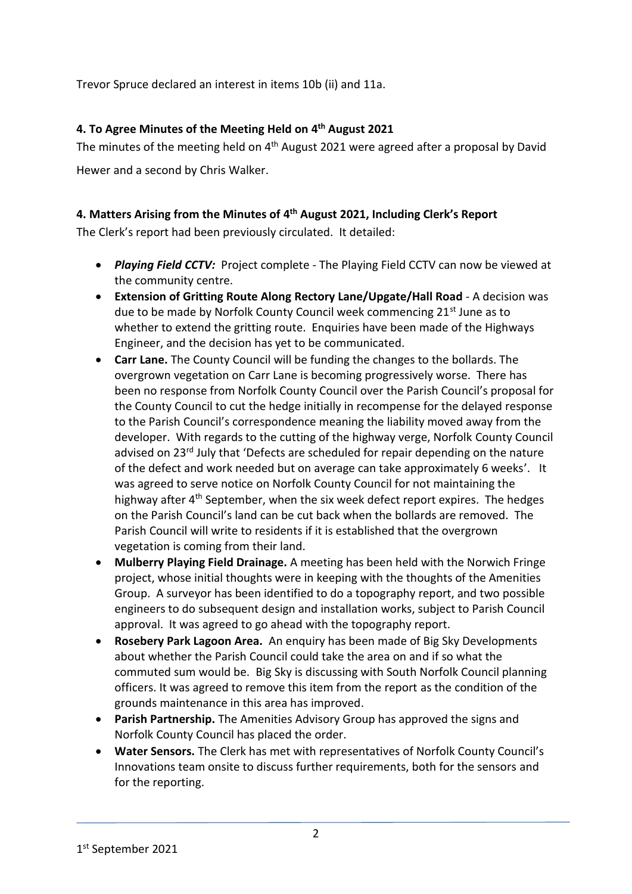Trevor Spruce declared an interest in items 10b (ii) and 11a.

## 4. To Agree Minutes of the Meeting Held on 4th August 2021

The minutes of the meeting held on 4th August 2021 were agreed after a proposal by David Hewer and a second by Chris Walker.

## 4. Matters Arising from the Minutes of 4th August 2021, Including Clerk's Report

The Clerk's report had been previously circulated. It detailed:

- ***Playing Field CCTV:*** Project complete - The Playing Field CCTV can now be viewed at the community centre.
- **Extension of Gritting Route Along Rectory Lane/Upgate/Hall Road** - A decision was due to be made by Norfolk County Council week commencing 21st June as to whether to extend the gritting route. Enquiries have been made of the Highways Engineer, and the decision has yet to be communicated.
- **Carr Lane.** The County Council will be funding the changes to the bollards. The overgrown vegetation on Carr Lane is becoming progressively worse. There has been no response from Norfolk County Council over the Parish Council's proposal for the County Council to cut the hedge initially in recompense for the delayed response to the Parish Council's correspondence meaning the liability moved away from the developer. With regards to the cutting of the highway verge, Norfolk County Council advised on 23rd July that 'Defects are scheduled for repair depending on the nature of the defect and work needed but on average can take approximately 6 weeks'. It was agreed to serve notice on Norfolk County Council for not maintaining the highway after 4th September, when the six week defect report expires. The hedges on the Parish Council's land can be cut back when the bollards are removed. The Parish Council will write to residents if it is established that the overgrown vegetation is coming from their land.
- **Mulberry Playing Field Drainage.** A meeting has been held with the Norwich Fringe project, whose initial thoughts were in keeping with the thoughts of the Amenities Group. A surveyor has been identified to do a topography report, and two possible engineers to do subsequent design and installation works, subject to Parish Council approval. It was agreed to go ahead with the topography report.
- **Rosebery Park Lagoon Area.** An enquiry has been made of Big Sky Developments about whether the Parish Council could take the area on and if so what the commuted sum would be. Big Sky is discussing with South Norfolk Council planning officers. It was agreed to remove this item from the report as the condition of the grounds maintenance in this area has improved.
- **Parish Partnership.** The Amenities Advisory Group has approved the signs and Norfolk County Council has placed the order.
- **Water Sensors.** The Clerk has met with representatives of Norfolk County Council's Innovations team onsite to discuss further requirements, both for the sensors and for the reporting.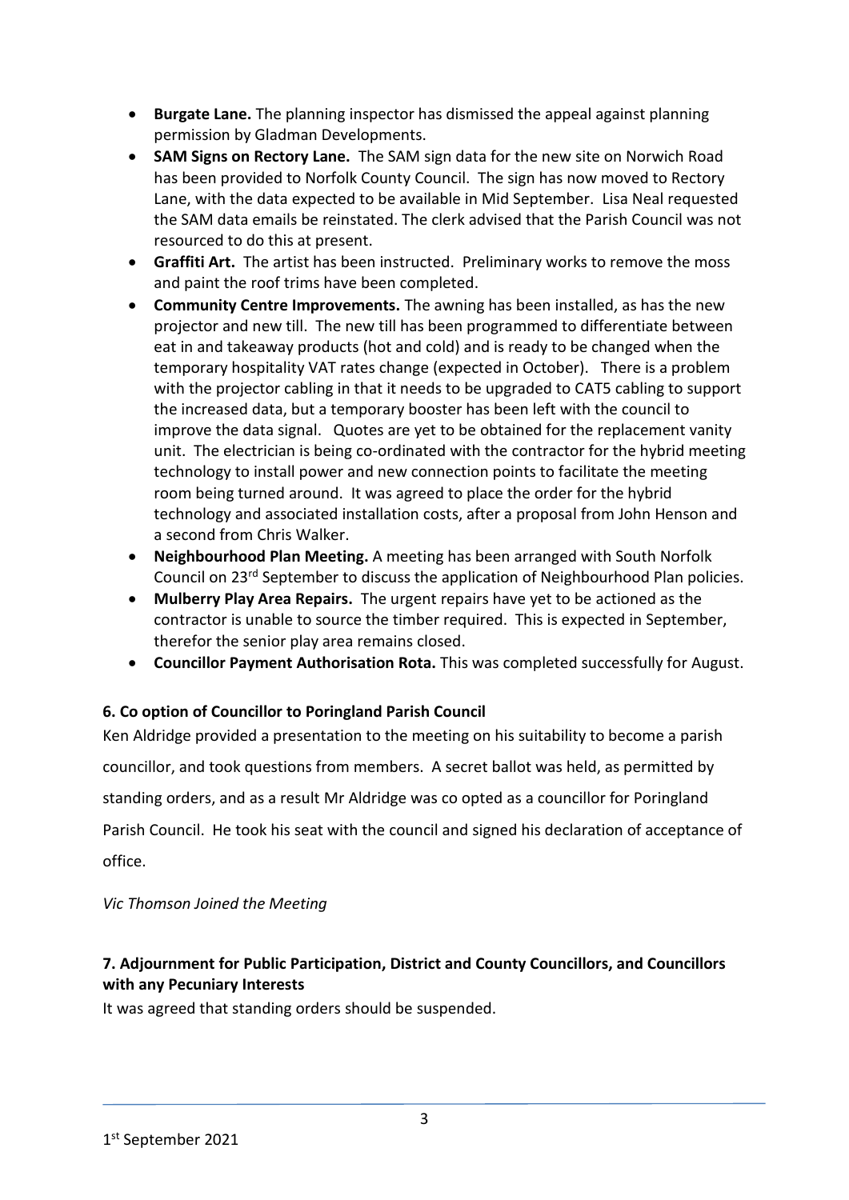- **Burgate Lane.** The planning inspector has dismissed the appeal against planning permission by Gladman Developments.
- **SAM Signs on Rectory Lane.** The SAM sign data for the new site on Norwich Road has been provided to Norfolk County Council. The sign has now moved to Rectory Lane, with the data expected to be available in Mid September. Lisa Neal requested the SAM data emails be reinstated. The clerk advised that the Parish Council was not resourced to do this at present.
- **Graffiti Art.** The artist has been instructed. Preliminary works to remove the moss and paint the roof trims have been completed.
- **Community Centre Improvements.** The awning has been installed, as has the new projector and new till. The new till has been programmed to differentiate between eat in and takeaway products (hot and cold) and is ready to be changed when the temporary hospitality VAT rates change (expected in October). There is a problem with the projector cabling in that it needs to be upgraded to CAT5 cabling to support the increased data, but a temporary booster has been left with the council to improve the data signal. Quotes are yet to be obtained for the replacement vanity unit. The electrician is being co-ordinated with the contractor for the hybrid meeting technology to install power and new connection points to facilitate the meeting room being turned around. It was agreed to place the order for the hybrid technology and associated installation costs, after a proposal from John Henson and a second from Chris Walker.
- **Neighbourhood Plan Meeting.** A meeting has been arranged with South Norfolk Council on 23rd September to discuss the application of Neighbourhood Plan policies.
- **Mulberry Play Area Repairs.** The urgent repairs have yet to be actioned as the contractor is unable to source the timber required. This is expected in September, therefor the senior play area remains closed.
- **Councillor Payment Authorisation Rota.** This was completed successfully for August.

### 6. Co option of Councillor to Poringland Parish Council

Ken Aldridge provided a presentation to the meeting on his suitability to become a parish councillor, and took questions from members. A secret ballot was held, as permitted by standing orders, and as a result Mr Aldridge was co opted as a councillor for Poringland Parish Council. He took his seat with the council and signed his declaration of acceptance of office.

*Vic Thomson Joined the Meeting*

### 7. Adjournment for Public Participation, District and County Councillors, and Councillors with any Pecuniary Interests

It was agreed that standing orders should be suspended.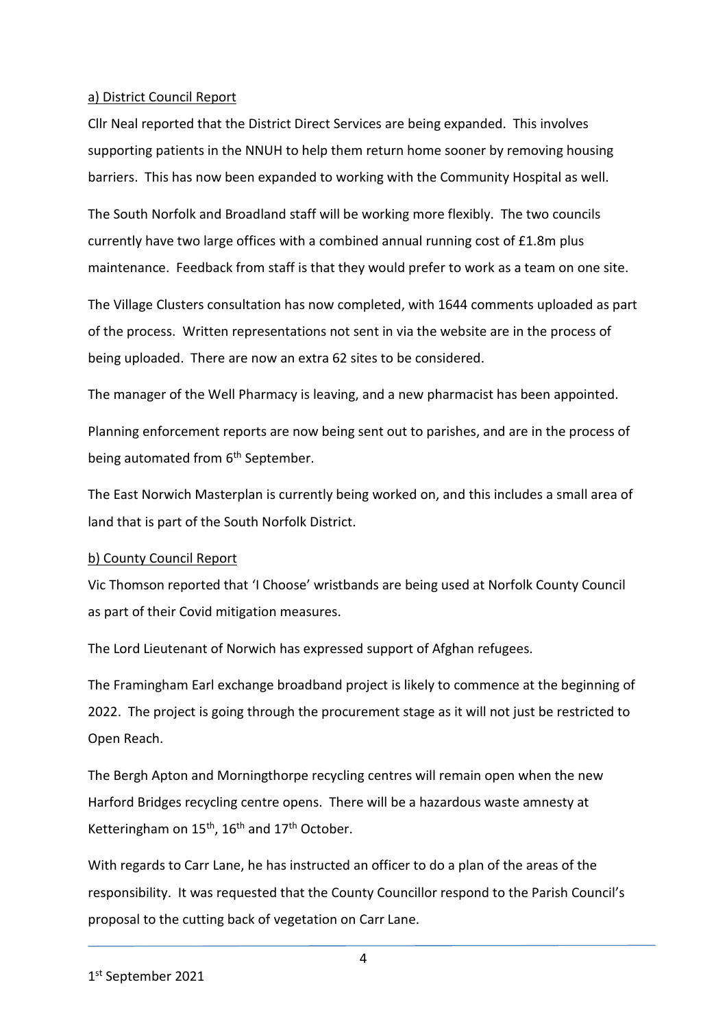a) District Council Report

Cllr Neal reported that the District Direct Services are being expanded. This involves supporting patients in the NNUH to help them return home sooner by removing housing barriers. This has now been expanded to working with the Community Hospital as well.

The South Norfolk and Broadland staff will be working more flexibly. The two councils currently have two large offices with a combined annual running cost of £1.8m plus maintenance. Feedback from staff is that they would prefer to work as a team on one site.

The Village Clusters consultation has now completed, with 1644 comments uploaded as part of the process. Written representations not sent in via the website are in the process of being uploaded. There are now an extra 62 sites to be considered.

The manager of the Well Pharmacy is leaving, and a new pharmacist has been appointed.

Planning enforcement reports are now being sent out to parishes, and are in the process of being automated from 6th September.

The East Norwich Masterplan is currently being worked on, and this includes a small area of land that is part of the South Norfolk District.

b) County Council Report

Vic Thomson reported that 'I Choose' wristbands are being used at Norfolk County Council as part of their Covid mitigation measures.

The Lord Lieutenant of Norwich has expressed support of Afghan refugees.

The Framingham Earl exchange broadband project is likely to commence at the beginning of 2022. The project is going through the procurement stage as it will not just be restricted to Open Reach.

The Bergh Apton and Morningthorpe recycling centres will remain open when the new Harford Bridges recycling centre opens. There will be a hazardous waste amnesty at Ketteringham on 15th, 16th and 17th October.

With regards to Carr Lane, he has instructed an officer to do a plan of the areas of the responsibility. It was requested that the County Councillor respond to the Parish Council's proposal to the cutting back of vegetation on Carr Lane.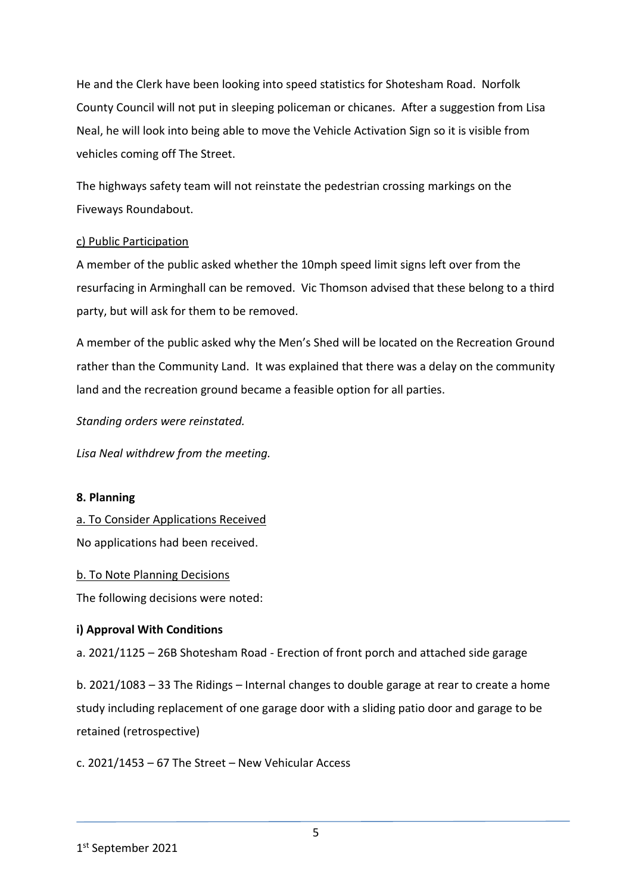He and the Clerk have been looking into speed statistics for Shotesham Road. Norfolk County Council will not put in sleeping policeman or chicanes. After a suggestion from Lisa Neal, he will look into being able to move the Vehicle Activation Sign so it is visible from vehicles coming off The Street.

The highways safety team will not reinstate the pedestrian crossing markings on the Fiveways Roundabout.

c) Public Participation

A member of the public asked whether the 10mph speed limit signs left over from the resurfacing in Arminghall can be removed. Vic Thomson advised that these belong to a third party, but will ask for them to be removed.

A member of the public asked why the Men's Shed will be located on the Recreation Ground rather than the Community Land. It was explained that there was a delay on the community land and the recreation ground became a feasible option for all parties.

*Standing orders were reinstated.*

*Lisa Neal withdrew from the meeting.*

**8. Planning**

a. To Consider Applications Received

No applications had been received.

b. To Note Planning Decisions

The following decisions were noted:

**i) Approval With Conditions**

a. 2021/1125 – 26B Shotesham Road - Erection of front porch and attached side garage

b. 2021/1083 – 33 The Ridings – Internal changes to double garage at rear to create a home study including replacement of one garage door with a sliding patio door and garage to be retained (retrospective)

c. 2021/1453 – 67 The Street – New Vehicular Access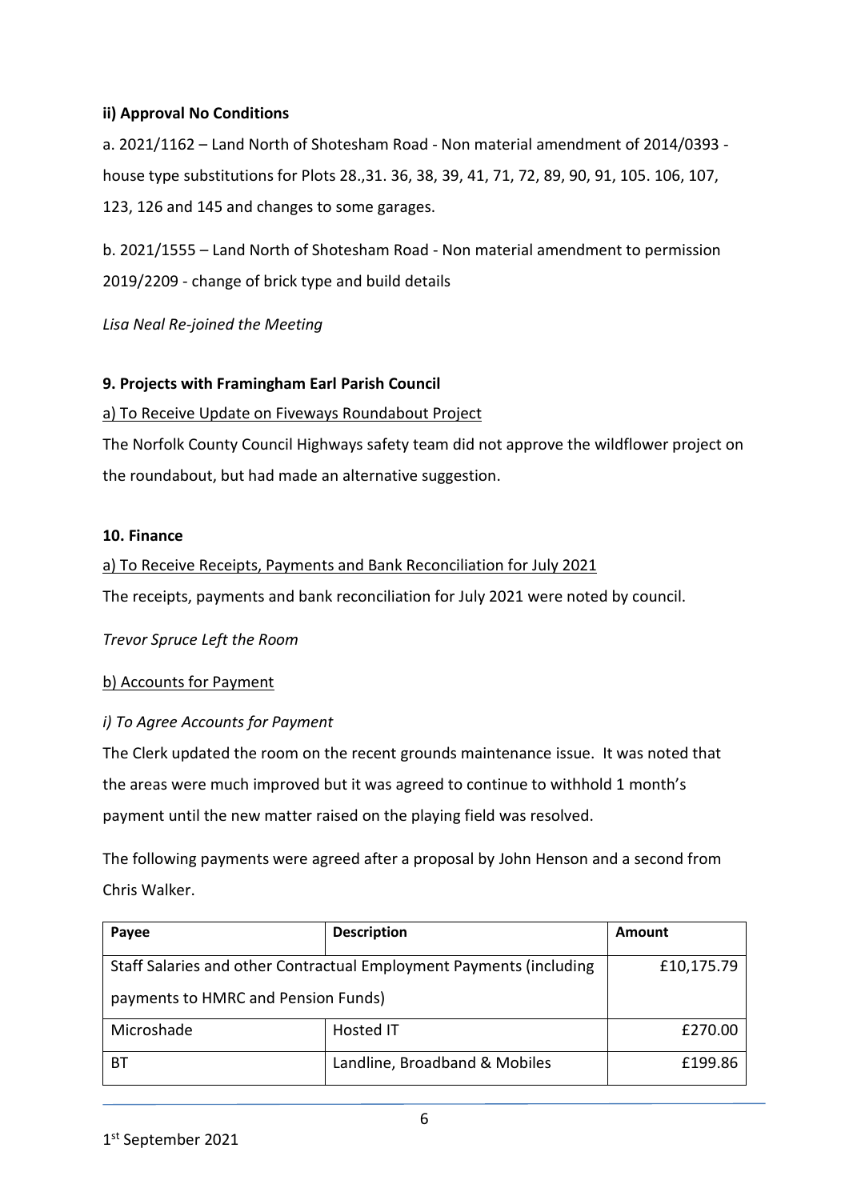**ii) Approval No Conditions**

a. 2021/1162 – Land North of Shotesham Road - Non material amendment of 2014/0393 - house type substitutions for Plots 28.,31. 36, 38, 39, 41, 71, 72, 89, 90, 91, 105. 106, 107, 123, 126 and 145 and changes to some garages.

b. 2021/1555 – Land North of Shotesham Road - Non material amendment to permission 2019/2209 - change of brick type and build details

*Lisa Neal Re-joined the Meeting*

**9. Projects with Framingham Earl Parish Council**

a) To Receive Update on Fiveways Roundabout Project

The Norfolk County Council Highways safety team did not approve the wildflower project on the roundabout, but had made an alternative suggestion.

**10. Finance**

a) To Receive Receipts, Payments and Bank Reconciliation for July 2021

The receipts, payments and bank reconciliation for July 2021 were noted by council.

*Trevor Spruce Left the Room*

b) Accounts for Payment

*i) To Agree Accounts for Payment*

The Clerk updated the room on the recent grounds maintenance issue. It was noted that the areas were much improved but it was agreed to continue to withhold 1 month's payment until the new matter raised on the playing field was resolved.

The following payments were agreed after a proposal by John Henson and a second from Chris Walker.

| Payee | Description | Amount |
|---|---|---|
| Staff Salaries and other Contractual Employment Payments (including payments to HMRC and Pension Funds) | | £10,175.79 |
| Microshade | Hosted IT | £270.00 |
| BT | Landline, Broadband & Mobiles | £199.86 |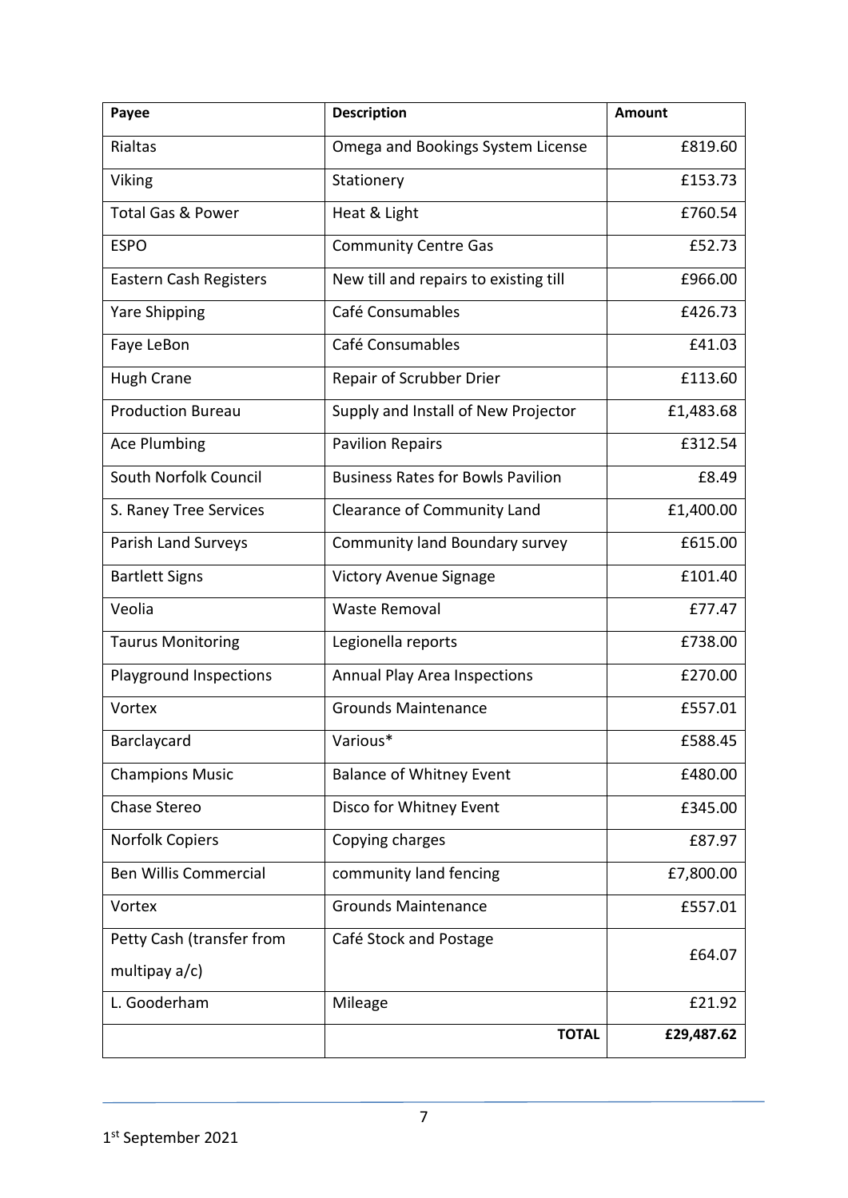| Payee | Description | Amount |
|---|---|---|
| Rialtas | Omega and Bookings System License | £819.60 |
| Viking | Stationery | £153.73 |
| Total Gas & Power | Heat & Light | £760.54 |
| ESPO | Community Centre Gas | £52.73 |
| Eastern Cash Registers | New till and repairs to existing till | £966.00 |
| Yare Shipping | Café Consumables | £426.73 |
| Faye LeBon | Café Consumables | £41.03 |
| Hugh Crane | Repair of Scrubber Drier | £113.60 |
| Production Bureau | Supply and Install of New Projector | £1,483.68 |
| Ace Plumbing | Pavilion Repairs | £312.54 |
| South Norfolk Council | Business Rates for Bowls Pavilion | £8.49 |
| S. Raney Tree Services | Clearance of Community Land | £1,400.00 |
| Parish Land Surveys | Community land Boundary survey | £615.00 |
| Bartlett Signs | Victory Avenue Signage | £101.40 |
| Veolia | Waste Removal | £77.47 |
| Taurus Monitoring | Legionella reports | £738.00 |
| Playground Inspections | Annual Play Area Inspections | £270.00 |
| Vortex | Grounds Maintenance | £557.01 |
| Barclaycard | Various* | £588.45 |
| Champions Music | Balance of Whitney Event | £480.00 |
| Chase Stereo | Disco for Whitney Event | £345.00 |
| Norfolk Copiers | Copying charges | £87.97 |
| Ben Willis Commercial | community land fencing | £7,800.00 |
| Vortex | Grounds Maintenance | £557.01 |
| Petty Cash (transfer from multipay a/c) | Café Stock and Postage | £64.07 |
| L. Gooderham | Mileage | £21.92 |
| | **TOTAL** | **£29,487.62** |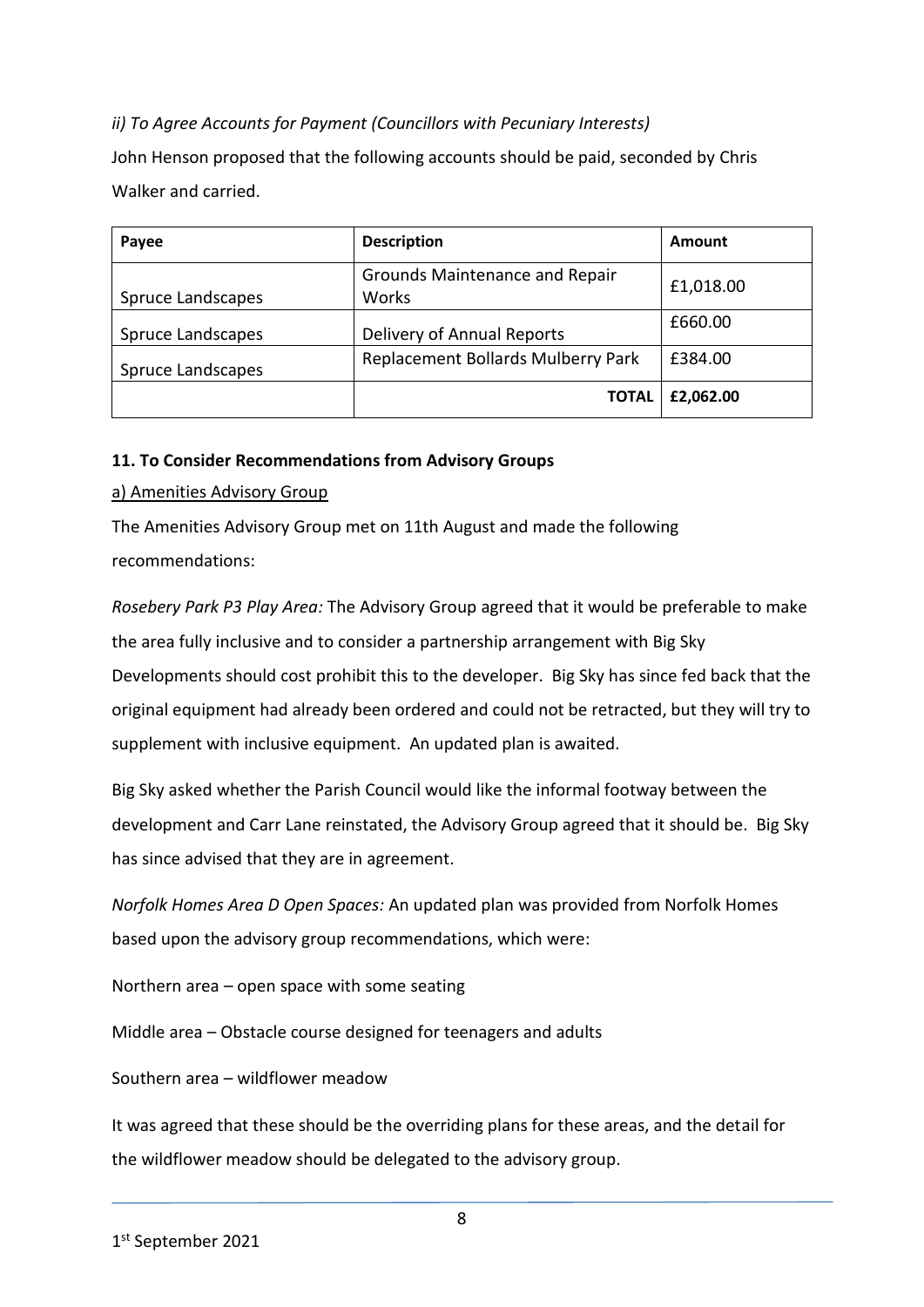*ii) To Agree Accounts for Payment (Councillors with Pecuniary Interests)*

John Henson proposed that the following accounts should be paid, seconded by Chris Walker and carried.

| Payee | Description | Amount |
|---|---|---|
| Spruce Landscapes | Grounds Maintenance and Repair Works | £1,018.00 |
| Spruce Landscapes | Delivery of Annual Reports | £660.00 |
| Spruce Landscapes | Replacement Bollards Mulberry Park | £384.00 |
| | **TOTAL** | **£2,062.00** |

**11. To Consider Recommendations from Advisory Groups**

a) Amenities Advisory Group

The Amenities Advisory Group met on 11th August and made the following recommendations:

*Rosebery Park P3 Play Area:* The Advisory Group agreed that it would be preferable to make the area fully inclusive and to consider a partnership arrangement with Big Sky Developments should cost prohibit this to the developer. Big Sky has since fed back that the original equipment had already been ordered and could not be retracted, but they will try to supplement with inclusive equipment. An updated plan is awaited.

Big Sky asked whether the Parish Council would like the informal footway between the development and Carr Lane reinstated, the Advisory Group agreed that it should be. Big Sky has since advised that they are in agreement.

*Norfolk Homes Area D Open Spaces:* An updated plan was provided from Norfolk Homes based upon the advisory group recommendations, which were:

Northern area – open space with some seating

Middle area – Obstacle course designed for teenagers and adults

Southern area – wildflower meadow

It was agreed that these should be the overriding plans for these areas, and the detail for the wildflower meadow should be delegated to the advisory group.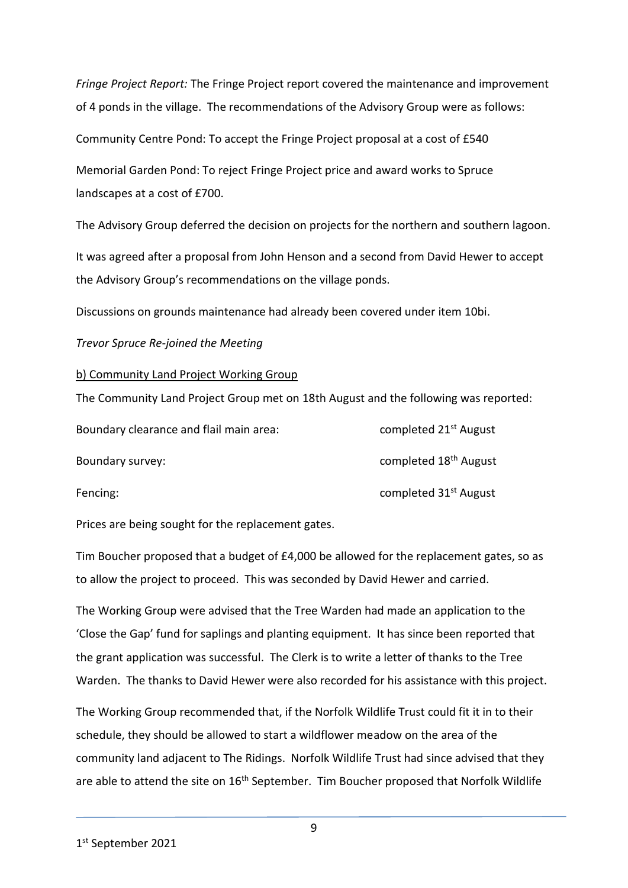*Fringe Project Report:* The Fringe Project report covered the maintenance and improvement of 4 ponds in the village. The recommendations of the Advisory Group were as follows:

Community Centre Pond: To accept the Fringe Project proposal at a cost of £540

Memorial Garden Pond: To reject Fringe Project price and award works to Spruce landscapes at a cost of £700.

The Advisory Group deferred the decision on projects for the northern and southern lagoon.

It was agreed after a proposal from John Henson and a second from David Hewer to accept the Advisory Group's recommendations on the village ponds.

Discussions on grounds maintenance had already been covered under item 10bi.

*Trevor Spruce Re-joined the Meeting*

b) Community Land Project Working Group

The Community Land Project Group met on 18th August and the following was reported:

| | |
|---|---|
| Boundary clearance and flail main area: | completed 21st August |
| Boundary survey: | completed 18th August |
| Fencing: | completed 31st August |

Prices are being sought for the replacement gates.

Tim Boucher proposed that a budget of £4,000 be allowed for the replacement gates, so as to allow the project to proceed. This was seconded by David Hewer and carried.

The Working Group were advised that the Tree Warden had made an application to the 'Close the Gap' fund for saplings and planting equipment. It has since been reported that the grant application was successful. The Clerk is to write a letter of thanks to the Tree Warden. The thanks to David Hewer were also recorded for his assistance with this project.

The Working Group recommended that, if the Norfolk Wildlife Trust could fit it in to their schedule, they should be allowed to start a wildflower meadow on the area of the community land adjacent to The Ridings. Norfolk Wildlife Trust had since advised that they are able to attend the site on 16th September. Tim Boucher proposed that Norfolk Wildlife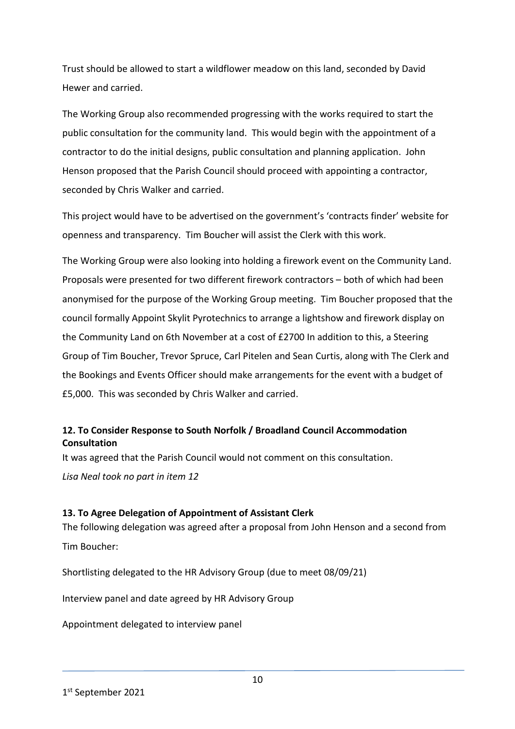Trust should be allowed to start a wildflower meadow on this land, seconded by David Hewer and carried.

The Working Group also recommended progressing with the works required to start the public consultation for the community land. This would begin with the appointment of a contractor to do the initial designs, public consultation and planning application. John Henson proposed that the Parish Council should proceed with appointing a contractor, seconded by Chris Walker and carried.

This project would have to be advertised on the government's 'contracts finder' website for openness and transparency. Tim Boucher will assist the Clerk with this work.

The Working Group were also looking into holding a firework event on the Community Land. Proposals were presented for two different firework contractors – both of which had been anonymised for the purpose of the Working Group meeting. Tim Boucher proposed that the council formally Appoint Skylit Pyrotechnics to arrange a lightshow and firework display on the Community Land on 6th November at a cost of £2700 In addition to this, a Steering Group of Tim Boucher, Trevor Spruce, Carl Pitelen and Sean Curtis, along with The Clerk and the Bookings and Events Officer should make arrangements for the event with a budget of £5,000. This was seconded by Chris Walker and carried.

**12. To Consider Response to South Norfolk / Broadland Council Accommodation Consultation**

It was agreed that the Parish Council would not comment on this consultation.

*Lisa Neal took no part in item 12*

**13. To Agree Delegation of Appointment of Assistant Clerk**

The following delegation was agreed after a proposal from John Henson and a second from Tim Boucher:

Shortlisting delegated to the HR Advisory Group (due to meet 08/09/21)

Interview panel and date agreed by HR Advisory Group

Appointment delegated to interview panel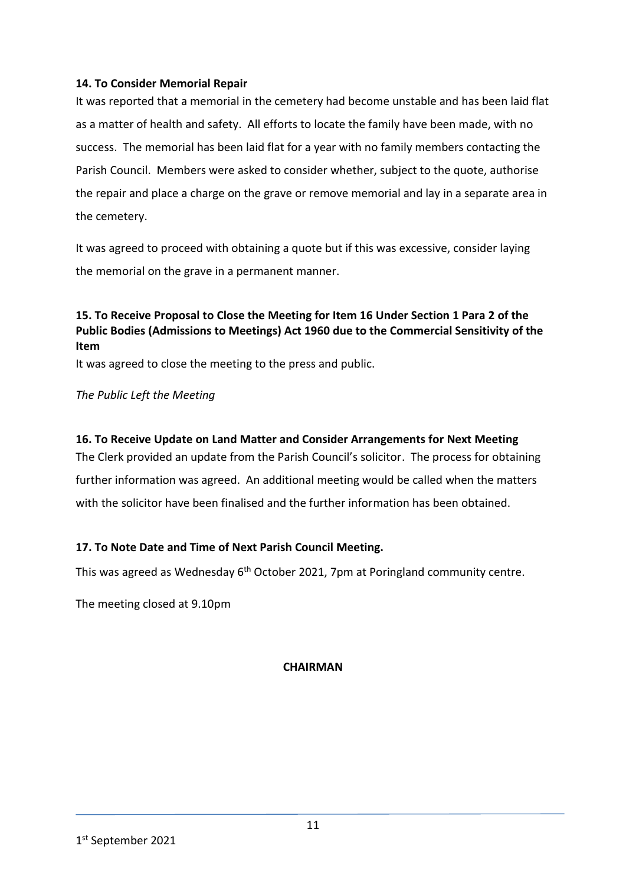### 14. To Consider Memorial Repair

It was reported that a memorial in the cemetery had become unstable and has been laid flat as a matter of health and safety. All efforts to locate the family have been made, with no success. The memorial has been laid flat for a year with no family members contacting the Parish Council. Members were asked to consider whether, subject to the quote, authorise the repair and place a charge on the grave or remove memorial and lay in a separate area in the cemetery.

It was agreed to proceed with obtaining a quote but if this was excessive, consider laying the memorial on the grave in a permanent manner.

### 15. To Receive Proposal to Close the Meeting for Item 16 Under Section 1 Para 2 of the Public Bodies (Admissions to Meetings) Act 1960 due to the Commercial Sensitivity of the Item

It was agreed to close the meeting to the press and public.

*The Public Left the Meeting*

### 16. To Receive Update on Land Matter and Consider Arrangements for Next Meeting

The Clerk provided an update from the Parish Council's solicitor. The process for obtaining further information was agreed. An additional meeting would be called when the matters with the solicitor have been finalised and the further information has been obtained.

### 17. To Note Date and Time of Next Parish Council Meeting.

This was agreed as Wednesday 6th October 2021, 7pm at Poringland community centre.

The meeting closed at 9.10pm

**CHAIRMAN**